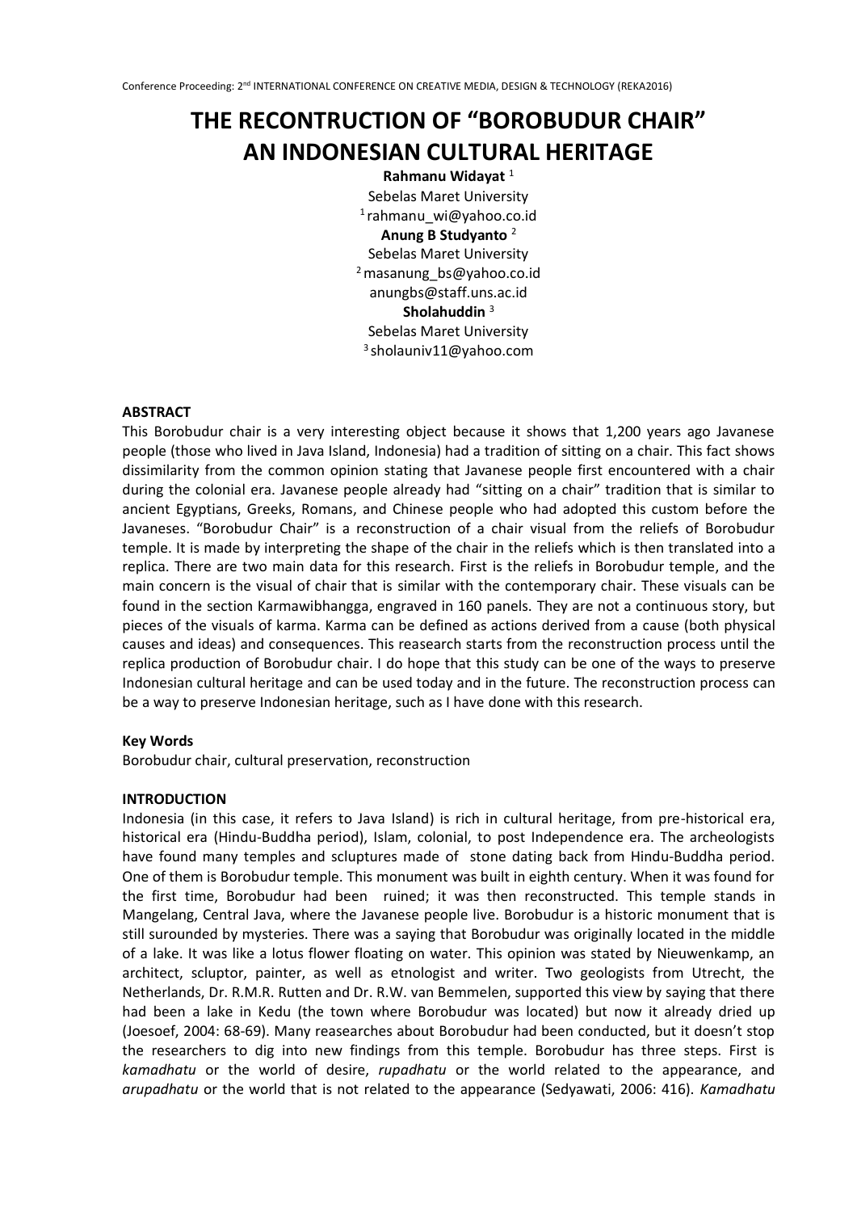# THE RECONTRUCTION OF "BOROBUDUR CHAIR" AN INDONESIAN CULTURAL HERITAGE

**Rahmanu Widayat** [1]
Sebelas Maret University
[1] rahmanu_wi@yahoo.co.id

**Anung B Studyanto** [2]
Sebelas Maret University
[2] masanung_bs@yahoo.co.id
anungbs@staff.uns.ac.id

**Sholahuddin** [3]
Sebelas Maret University
[3] sholauniv11@yahoo.com

## ABSTRACT

This Borobudur chair is a very interesting object because it shows that 1,200 years ago Javanese people (those who lived in Java Island, Indonesia) had a tradition of sitting on a chair. This fact shows dissimilarity from the common opinion stating that Javanese people first encountered with a chair during the colonial era. Javanese people already had "sitting on a chair" tradition that is similar to ancient Egyptians, Greeks, Romans, and Chinese people who had adopted this custom before the Javaneses. "Borobudur Chair" is a reconstruction of a chair visual from the reliefs of Borobudur temple. It is made by interpreting the shape of the chair in the reliefs which is then translated into a replica. There are two main data for this research. First is the reliefs in Borobudur temple, and the main concern is the visual of chair that is similar with the contemporary chair. These visuals can be found in the section Karmawibhangga, engraved in 160 panels. They are not a continuous story, but pieces of the visuals of karma. Karma can be defined as actions derived from a cause (both physical causes and ideas) and consequences. This reasearch starts from the reconstruction process until the replica production of Borobudur chair. I do hope that this study can be one of the ways to preserve Indonesian cultural heritage and can be used today and in the future. The reconstruction process can be a way to preserve Indonesian heritage, such as I have done with this research.

### Key Words

Borobudur chair, cultural preservation, reconstruction

## INTRODUCTION

Indonesia (in this case, it refers to Java Island) is rich in cultural heritage, from pre-historical era, historical era (Hindu-Buddha period), Islam, colonial, to post Independence era. The archeologists have found many temples and scluptures made of stone dating back from Hindu-Buddha period. One of them is Borobudur temple. This monument was built in eighth century. When it was found for the first time, Borobudur had been ruined; it was then reconstructed. This temple stands in Mangelang, Central Java, where the Javanese people live. Borobudur is a historic monument that is still surounded by mysteries. There was a saying that Borobudur was originally located in the middle of a lake. It was like a lotus flower floating on water. This opinion was stated by Nieuwenkamp, an architect, scluptor, painter, as well as etnologist and writer. Two geologists from Utrecht, the Netherlands, Dr. R.M.R. Rutten and Dr. R.W. van Bemmelen, supported this view by saying that there had been a lake in Kedu (the town where Borobudur was located) but now it already dried up (Joesoef, 2004: 68-69). Many reasearches about Borobudur had been conducted, but it doesn't stop the researchers to dig into new findings from this temple. Borobudur has three steps. First is *kamadhatu* or the world of desire, *rupadhatu* or the world related to the appearance, and *arupadhatu* or the world that is not related to the appearance (Sedyawati, 2006: 416). *Kamadhatu*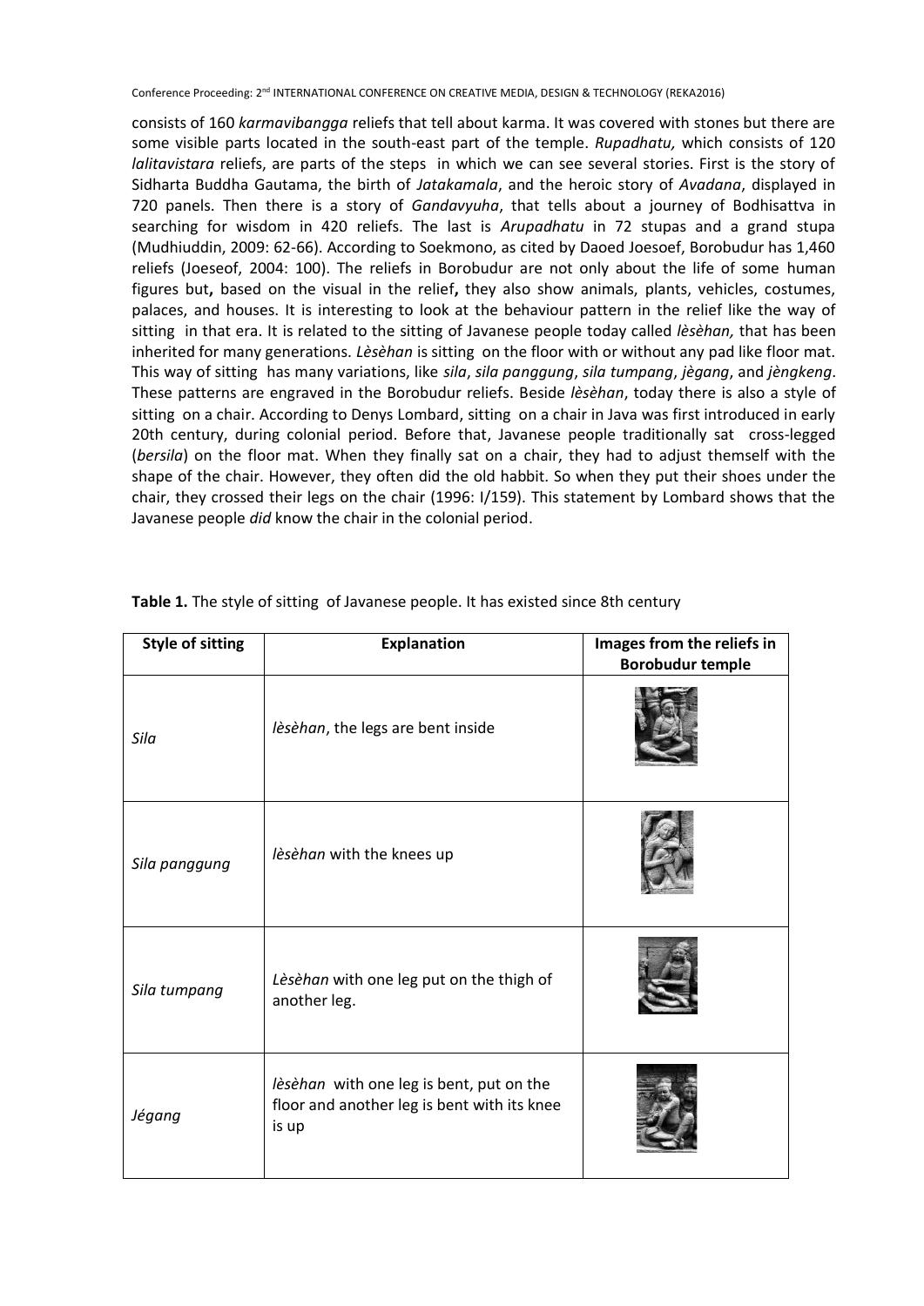consists of 160 *karmavibangga* reliefs that tell about karma. It was covered with stones but there are some visible parts located in the south-east part of the temple. *Rupadhatu,* which consists of 120 *lalitavistara* reliefs, are parts of the steps in which we can see several stories. First is the story of Sidharta Buddha Gautama, the birth of *Jatakamala*, and the heroic story of *Avadana*, displayed in 720 panels. Then there is a story of *Gandavyuha*, that tells about a journey of Bodhisattva in searching for wisdom in 420 reliefs. The last is *Arupadhatu* in 72 stupas and a grand stupa (Mudhiuddin, 2009: 62-66). According to Soekmono, as cited by Daoed Joesoef, Borobudur has 1,460 reliefs (Joeseof, 2004: 100). The reliefs in Borobudur are not only about the life of some human figures but**,** based on the visual in the relief**,** they also show animals, plants, vehicles, costumes, palaces, and houses. It is interesting to look at the behaviour pattern in the relief like the way of sitting in that era. It is related to the sitting of Javanese people today called *lèsèhan,* that has been inherited for many generations. *Lèsèhan* is sitting on the floor with or without any pad like floor mat. This way of sitting has many variations, like *sila*, *sila panggung*, *sila tumpang*, *jègang*, and *jèngkeng*. These patterns are engraved in the Borobudur reliefs. Beside *lèsèhan*, today there is also a style of sitting on a chair. According to Denys Lombard, sitting on a chair in Java was first introduced in early 20th century, during colonial period. Before that, Javanese people traditionally sat cross-legged (*bersila*) on the floor mat. When they finally sat on a chair, they had to adjust themself with the shape of the chair. However, they often did the old habbit. So when they put their shoes under the chair, they crossed their legs on the chair (1996: I/159). This statement by Lombard shows that the Javanese people *did* know the chair in the colonial period.

**Table 1.** The style of sitting of Javanese people. It has existed since 8th century

| Style of sitting | Explanation | Images from the reliefs in Borobudur temple |
|---|---|---|
| *Sila* | *lèsèhan*, the legs are bent inside | |
| *Sila panggung* | *lèsèhan* with the knees up | |
| *Sila tumpang* | *Lèsèhan* with one leg put on the thigh of another leg. | |
| *Jégang* | *lèsèhan* with one leg is bent, put on the floor and another leg is bent with its knee is up | |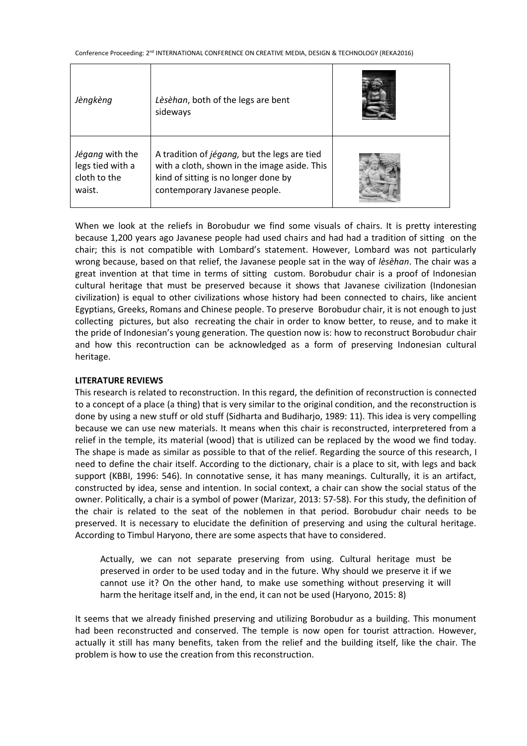| | | |
|---|---|---|
| *Jèngkèng* | *Lèsèhan*, both of the legs are bent sideways | |
| *Jégang* with the legs tied with a cloth to the waist. | A tradition of *jégang,* but the legs are tied with a cloth, shown in the image aside. This kind of sitting is no longer done by contemporary Javanese people. | |

When we look at the reliefs in Borobudur we find some visuals of chairs. It is pretty interesting because 1,200 years ago Javanese people had used chairs and had had a tradition of sitting on the chair; this is not compatible with Lombard's statement. However, Lombard was not particularly wrong because, based on that relief, the Javanese people sat in the way of *lèsèhan*. The chair was a great invention at that time in terms of sitting custom. Borobudur chair is a proof of Indonesian cultural heritage that must be preserved because it shows that Javanese civilization (Indonesian civilization) is equal to other civilizations whose history had been connected to chairs, like ancient Egyptians, Greeks, Romans and Chinese people. To preserve Borobudur chair, it is not enough to just collecting pictures, but also recreating the chair in order to know better, to reuse, and to make it the pride of Indonesian's young generation. The question now is: how to reconstruct Borobudur chair and how this recontruction can be acknowledged as a form of preserving Indonesian cultural heritage.

**LITERATURE REVIEWS**

This research is related to reconstruction. In this regard, the definition of reconstruction is connected to a concept of a place (a thing) that is very similar to the original condition, and the reconstruction is done by using a new stuff or old stuff (Sidharta and Budiharjo, 1989: 11). This idea is very compelling because we can use new materials. It means when this chair is reconstructed, interpretered from a relief in the temple, its material (wood) that is utilized can be replaced by the wood we find today. The shape is made as similar as possible to that of the relief. Regarding the source of this research, I need to define the chair itself. According to the dictionary, chair is a place to sit, with legs and back support (KBBI, 1996: 546). In connotative sense, it has many meanings. Culturally, it is an artifact, constructed by idea, sense and intention. In social context, a chair can show the social status of the owner. Politically, a chair is a symbol of power (Marizar, 2013: 57-58). For this study, the definition of the chair is related to the seat of the noblemen in that period. Borobudur chair needs to be preserved. It is necessary to elucidate the definition of preserving and using the cultural heritage. According to Timbul Haryono, there are some aspects that have to considered.

> Actually, we can not separate preserving from using. Cultural heritage must be preserved in order to be used today and in the future. Why should we preserve it if we cannot use it? On the other hand, to make use something without preserving it will harm the heritage itself and, in the end, it can not be used (Haryono, 2015: 8)

It seems that we already finished preserving and utilizing Borobudur as a building. This monument had been reconstructed and conserved. The temple is now open for tourist attraction. However, actually it still has many benefits, taken from the relief and the building itself, like the chair. The problem is how to use the creation from this reconstruction.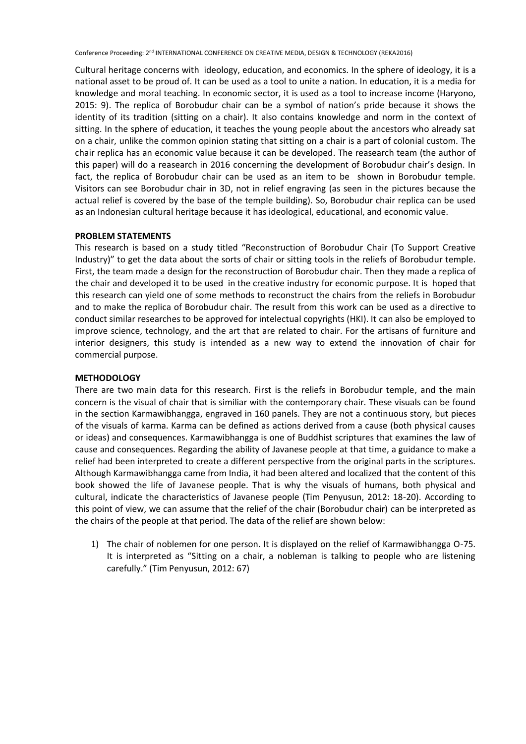Cultural heritage concerns with  ideology, education, and economics. In the sphere of ideology, it is a national asset to be proud of. It can be used as a tool to unite a nation. In education, it is a media for knowledge and moral teaching. In economic sector, it is used as a tool to increase income (Haryono, 2015: 9). The replica of Borobudur chair can be a symbol of nation's pride because it shows the identity of its tradition (sitting on a chair). It also contains knowledge and norm in the context of sitting. In the sphere of education, it teaches the young people about the ancestors who already sat on a chair, unlike the common opinion stating that sitting on a chair is a part of colonial custom. The chair replica has an economic value because it can be developed. The reasearch team (the author of this paper) will do a reasearch in 2016 concerning the development of Borobudur chair's design. In fact, the replica of Borobudur chair can be used as an item to be  shown in Borobudur temple. Visitors can see Borobudur chair in 3D, not in relief engraving (as seen in the pictures because the actual relief is covered by the base of the temple building). So, Borobudur chair replica can be used as an Indonesian cultural heritage because it has ideological, educational, and economic value.

## PROBLEM STATEMENTS

This research is based on a study titled "Reconstruction of Borobudur Chair (To Support Creative Industry)" to get the data about the sorts of chair or sitting tools in the reliefs of Borobudur temple. First, the team made a design for the reconstruction of Borobudur chair. Then they made a replica of the chair and developed it to be used  in the creative industry for economic purpose. It is  hoped that this research can yield one of some methods to reconstruct the chairs from the reliefs in Borobudur and to make the replica of Borobudur chair. The result from this work can be used as a directive to conduct similar researches to be approved for intelectual copyrights (HKI). It can also be employed to improve science, technology, and the art that are related to chair. For the artisans of furniture and interior designers, this study is intended as a new way to extend the innovation of chair for commercial purpose.

## METHODOLOGY

There are two main data for this research. First is the reliefs in Borobudur temple, and the main concern is the visual of chair that is similiar with the contemporary chair. These visuals can be found in the section Karmawibhangga, engraved in 160 panels. They are not a continuous story, but pieces of the visuals of karma. Karma can be defined as actions derived from a cause (both physical causes or ideas) and consequences. Karmawibhangga is one of Buddhist scriptures that examines the law of cause and consequences. Regarding the ability of Javanese people at that time, a guidance to make a relief had been interpreted to create a different perspective from the original parts in the scriptures. Although Karmawibhangga came from India, it had been altered and localized that the content of this book showed the life of Javanese people. That is why the visuals of humans, both physical and cultural, indicate the characteristics of Javanese people (Tim Penyusun, 2012: 18-20). According to this point of view, we can assume that the relief of the chair (Borobudur chair) can be interpreted as the chairs of the people at that period. The data of the relief are shown below:

1) The chair of noblemen for one person. It is displayed on the relief of Karmawibhangga O-75. It is interpreted as "Sitting on a chair, a nobleman is talking to people who are listening carefully." (Tim Penyusun, 2012: 67)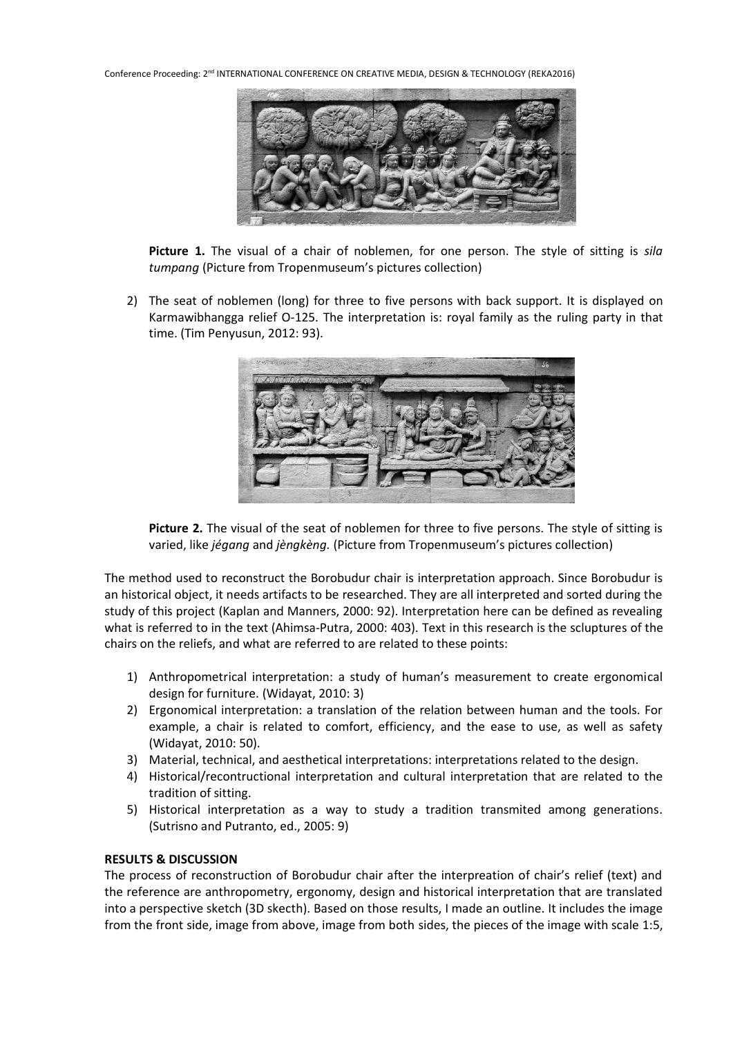**Picture 1.** The visual of a chair of noblemen, for one person. The style of sitting is *sila tumpang* (Picture from Tropenmuseum's pictures collection)

2) The seat of noblemen (long) for three to five persons with back support. It is displayed on Karmawibhangga relief O-125. The interpretation is: royal family as the ruling party in that time. (Tim Penyusun, 2012: 93).

**Picture 2.** The visual of the seat of noblemen for three to five persons. The style of sitting is varied, like *jégang* and *jèngkèng*. (Picture from Tropenmuseum's pictures collection)

The method used to reconstruct the Borobudur chair is interpretation approach. Since Borobudur is an historical object, it needs artifacts to be researched. They are all interpreted and sorted during the study of this project (Kaplan and Manners, 2000: 92). Interpretation here can be defined as revealing what is referred to in the text (Ahimsa-Putra, 2000: 403). Text in this research is the scluptures of the chairs on the reliefs, and what are referred to are related to these points:

1) Anthropometrical interpretation: a study of human's measurement to create ergonomical design for furniture. (Widayat, 2010: 3)
2) Ergonomical interpretation: a translation of the relation between human and the tools. For example, a chair is related to comfort, efficiency, and the ease to use, as well as safety (Widayat, 2010: 50).
3) Material, technical, and aesthetical interpretations: interpretations related to the design.
4) Historical/recontructional interpretation and cultural interpretation that are related to the tradition of sitting.
5) Historical interpretation as a way to study a tradition transmited among generations. (Sutrisno and Putranto, ed., 2005: 9)

**RESULTS & DISCUSSION**

The process of reconstruction of Borobudur chair after the interpreation of chair's relief (text) and the reference are anthropometry, ergonomy, design and historical interpretation that are translated into a perspective sketch (3D skecth). Based on those results, I made an outline. It includes the image from the front side, image from above, image from both sides, the pieces of the image with scale 1:5,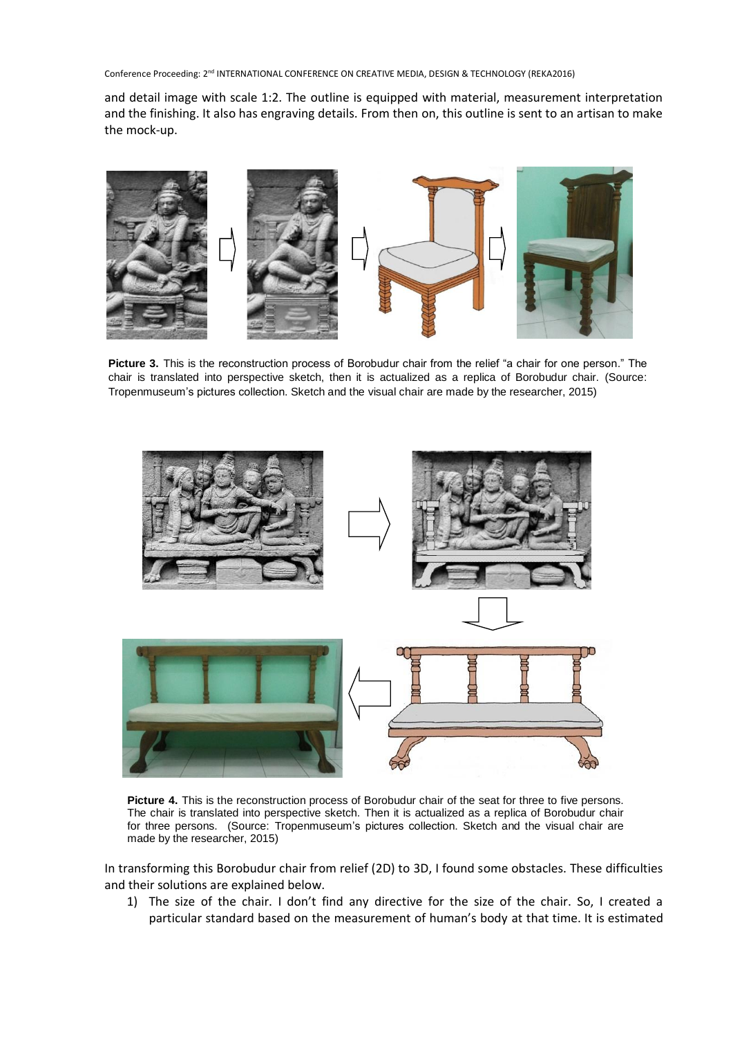and detail image with scale 1:2. The outline is equipped with material, measurement interpretation and the finishing. It also has engraving details. From then on, this outline is sent to an artisan to make the mock-up.

**Picture 3.** This is the reconstruction process of Borobudur chair from the relief "a chair for one person." The chair is translated into perspective sketch, then it is actualized as a replica of Borobudur chair. (Source: Tropenmuseum's pictures collection. Sketch and the visual chair are made by the researcher, 2015)

**Picture 4.** This is the reconstruction process of Borobudur chair of the seat for three to five persons. The chair is translated into perspective sketch. Then it is actualized as a replica of Borobudur chair for three persons. (Source: Tropenmuseum's pictures collection. Sketch and the visual chair are made by the researcher, 2015)

In transforming this Borobudur chair from relief (2D) to 3D, I found some obstacles. These difficulties and their solutions are explained below.

1) The size of the chair. I don't find any directive for the size of the chair. So, I created a particular standard based on the measurement of human's body at that time. It is estimated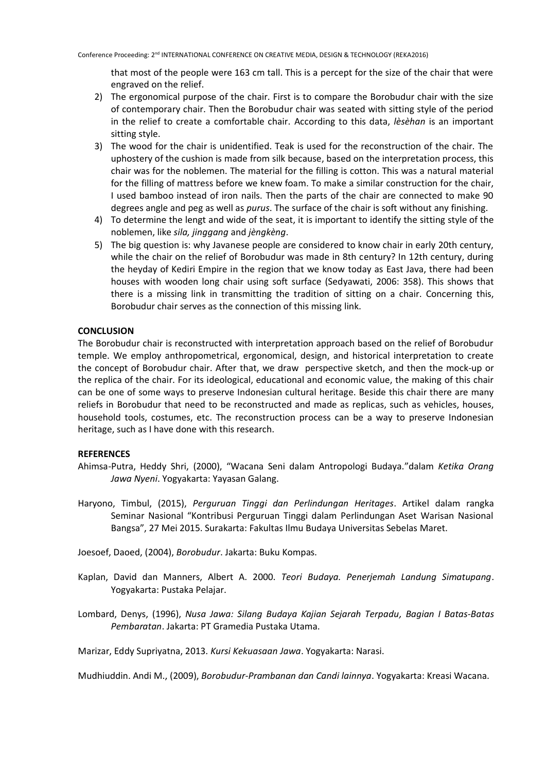that most of the people were 163 cm tall. This is a percept for the size of the chair that were engraved on the relief.

2) The ergonomical purpose of the chair. First is to compare the Borobudur chair with the size of contemporary chair. Then the Borobudur chair was seated with sitting style of the period in the relief to create a comfortable chair. According to this data, *lèsèhan* is an important sitting style.
3) The wood for the chair is unidentified. Teak is used for the reconstruction of the chair. The uphostery of the cushion is made from silk because, based on the interpretation process, this chair was for the noblemen. The material for the filling is cotton. This was a natural material for the filling of mattress before we knew foam. To make a similar construction for the chair, I used bamboo instead of iron nails. Then the parts of the chair are connected to make 90 degrees angle and peg as well as *purus*. The surface of the chair is soft without any finishing.
4) To determine the lengt and wide of the seat, it is important to identify the sitting style of the noblemen, like *sila, jinggang* and *jèngkèng*.
5) The big question is: why Javanese people are considered to know chair in early 20th century, while the chair on the relief of Borobudur was made in 8th century? In 12th century, during the heyday of Kediri Empire in the region that we know today as East Java, there had been houses with wooden long chair using soft surface (Sedyawati, 2006: 358). This shows that there is a missing link in transmitting the tradition of sitting on a chair. Concerning this, Borobudur chair serves as the connection of this missing link.

## CONCLUSION

The Borobudur chair is reconstructed with interpretation approach based on the relief of Borobudur temple. We employ anthropometrical, ergonomical, design, and historical interpretation to create the concept of Borobudur chair. After that, we draw perspective sketch, and then the mock-up or the replica of the chair. For its ideological, educational and economic value, the making of this chair can be one of some ways to preserve Indonesian cultural heritage. Beside this chair there are many reliefs in Borobudur that need to be reconstructed and made as replicas, such as vehicles, houses, household tools, costumes, etc. The reconstruction process can be a way to preserve Indonesian heritage, such as I have done with this research.

## REFERENCES

Ahimsa-Putra, Heddy Shri, (2000), "Wacana Seni dalam Antropologi Budaya."dalam *Ketika Orang Jawa Nyeni*. Yogyakarta: Yayasan Galang.

Haryono, Timbul, (2015), *Perguruan Tinggi dan Perlindungan Heritages*. Artikel dalam rangka Seminar Nasional "Kontribusi Perguruan Tinggi dalam Perlindungan Aset Warisan Nasional Bangsa", 27 Mei 2015. Surakarta: Fakultas Ilmu Budaya Universitas Sebelas Maret.

Joesoef, Daoed, (2004), *Borobudur*. Jakarta: Buku Kompas.

Kaplan, David dan Manners, Albert A. 2000. *Teori Budaya. Penerjemah Landung Simatupang*. Yogyakarta: Pustaka Pelajar.

Lombard, Denys, (1996), *Nusa Jawa: Silang Budaya Kajian Sejarah Terpadu, Bagian I Batas-Batas Pembaratan*. Jakarta: PT Gramedia Pustaka Utama.

Marizar, Eddy Supriyatna, 2013. *Kursi Kekuasaan Jawa*. Yogyakarta: Narasi.

Mudhiuddin. Andi M., (2009), *Borobudur-Prambanan dan Candi lainnya*. Yogyakarta: Kreasi Wacana.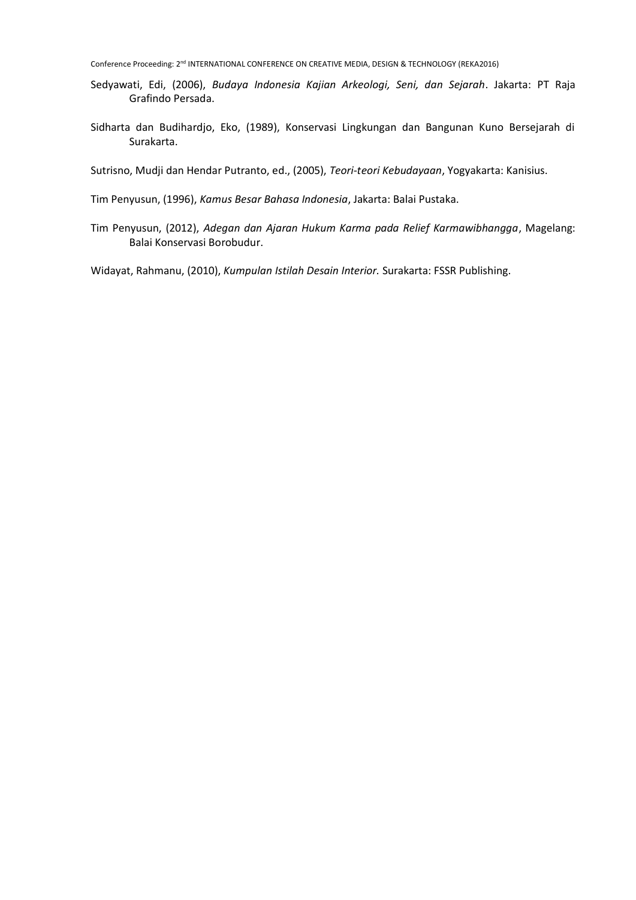Sedyawati, Edi, (2006), *Budaya Indonesia Kajian Arkeologi, Seni, dan Sejarah*. Jakarta: PT Raja Grafindo Persada.

Sidharta dan Budihardjo, Eko, (1989), Konservasi Lingkungan dan Bangunan Kuno Bersejarah di Surakarta.

Sutrisno, Mudji dan Hendar Putranto, ed., (2005), *Teori-teori Kebudayaan*, Yogyakarta: Kanisius.

Tim Penyusun, (1996), *Kamus Besar Bahasa Indonesia*, Jakarta: Balai Pustaka.

Tim Penyusun, (2012), *Adegan dan Ajaran Hukum Karma pada Relief Karmawibhangga*, Magelang: Balai Konservasi Borobudur.

Widayat, Rahmanu, (2010), *Kumpulan Istilah Desain Interior.* Surakarta: FSSR Publishing.